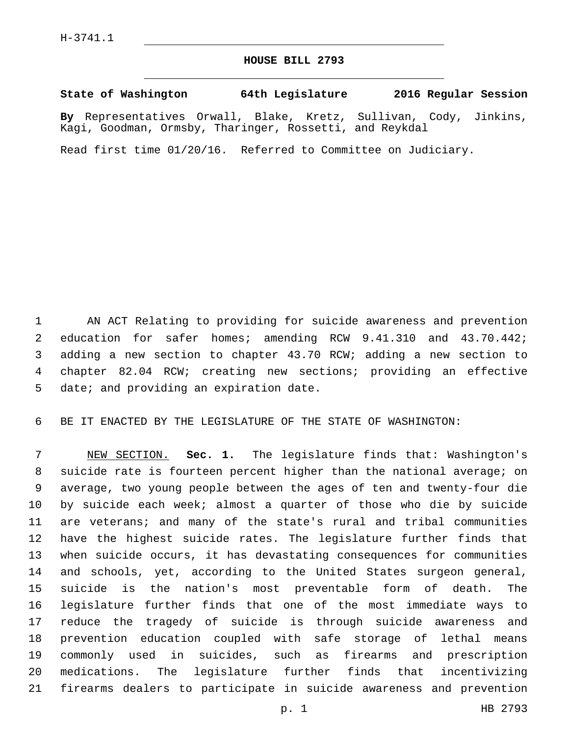H-3741.1

# HOUSE BILL 2793

**State of Washington 64th Legislature 2016 Regular Session**

**By** Representatives Orwall, Blake, Kretz, Sullivan, Cody, Jinkins, Kagi, Goodman, Ormsby, Tharinger, Rossetti, and Reykdal

Read first time 01/20/16. Referred to Committee on Judiciary.

AN ACT Relating to providing for suicide awareness and prevention education for safer homes; amending RCW 9.41.310 and 43.70.442; adding a new section to chapter 43.70 RCW; adding a new section to chapter 82.04 RCW; creating new sections; providing an effective date; and providing an expiration date.

BE IT ENACTED BY THE LEGISLATURE OF THE STATE OF WASHINGTON:

NEW SECTION. **Sec. 1.** The legislature finds that: Washington's suicide rate is fourteen percent higher than the national average; on average, two young people between the ages of ten and twenty-four die by suicide each week; almost a quarter of those who die by suicide are veterans; and many of the state's rural and tribal communities have the highest suicide rates. The legislature further finds that when suicide occurs, it has devastating consequences for communities and schools, yet, according to the United States surgeon general, suicide is the nation's most preventable form of death. The legislature further finds that one of the most immediate ways to reduce the tragedy of suicide is through suicide awareness and prevention education coupled with safe storage of lethal means commonly used in suicides, such as firearms and prescription medications. The legislature further finds that incentivizing firearms dealers to participate in suicide awareness and prevention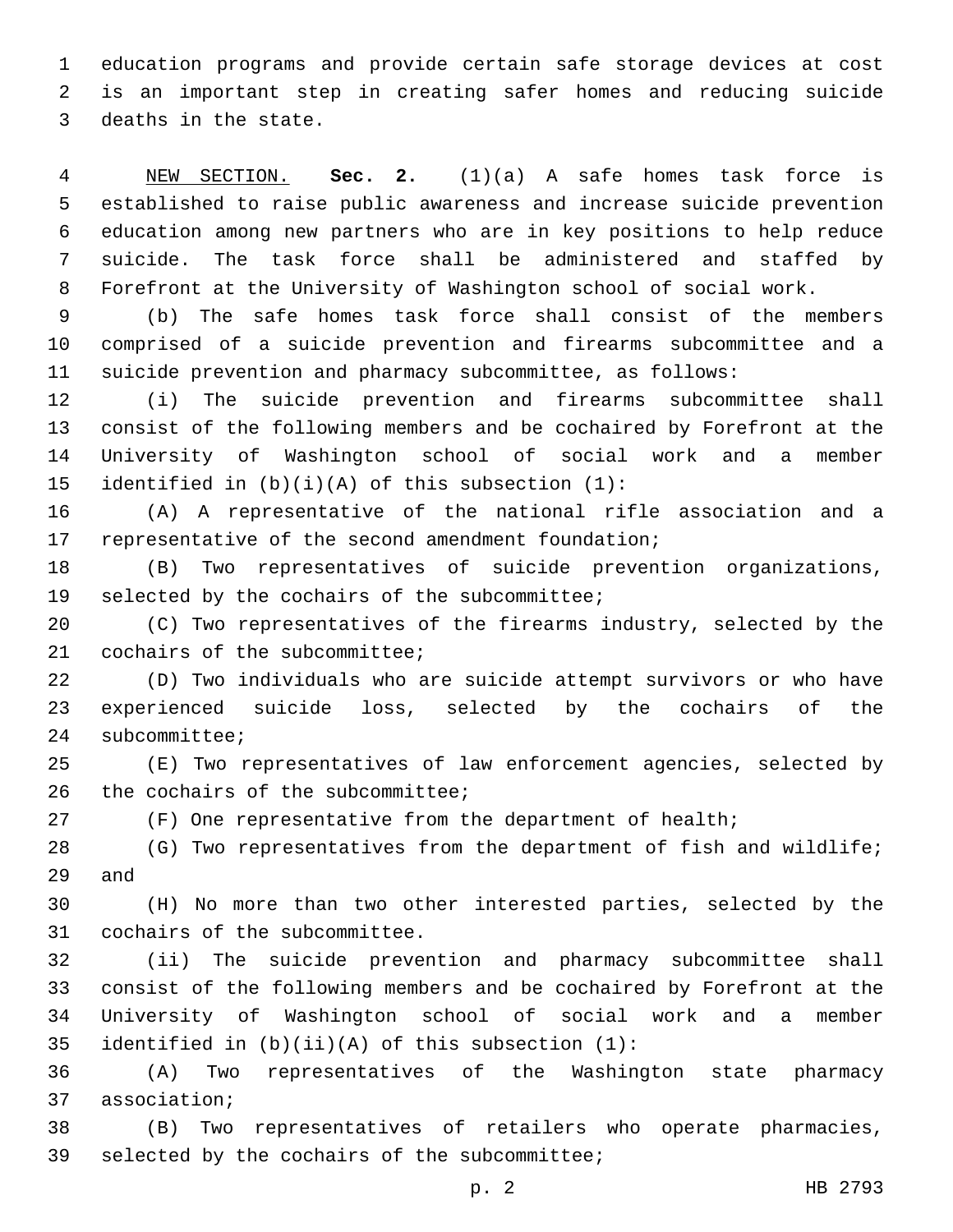education programs and provide certain safe storage devices at cost is an important step in creating safer homes and reducing suicide deaths in the state.

NEW SECTION. **Sec. 2.** (1)(a) A safe homes task force is established to raise public awareness and increase suicide prevention education among new partners who are in key positions to help reduce suicide. The task force shall be administered and staffed by Forefront at the University of Washington school of social work.

(b) The safe homes task force shall consist of the members comprised of a suicide prevention and firearms subcommittee and a suicide prevention and pharmacy subcommittee, as follows:

(i) The suicide prevention and firearms subcommittee shall consist of the following members and be cochaired by Forefront at the University of Washington school of social work and a member identified in (b)(i)(A) of this subsection (1):

(A) A representative of the national rifle association and a representative of the second amendment foundation;

(B) Two representatives of suicide prevention organizations, selected by the cochairs of the subcommittee;

(C) Two representatives of the firearms industry, selected by the cochairs of the subcommittee;

(D) Two individuals who are suicide attempt survivors or who have experienced suicide loss, selected by the cochairs of the subcommittee;

(E) Two representatives of law enforcement agencies, selected by the cochairs of the subcommittee;

(F) One representative from the department of health;

(G) Two representatives from the department of fish and wildlife; and

(H) No more than two other interested parties, selected by the cochairs of the subcommittee.

(ii) The suicide prevention and pharmacy subcommittee shall consist of the following members and be cochaired by Forefront at the University of Washington school of social work and a member identified in (b)(ii)(A) of this subsection (1):

(A) Two representatives of the Washington state pharmacy association;

(B) Two representatives of retailers who operate pharmacies, selected by the cochairs of the subcommittee;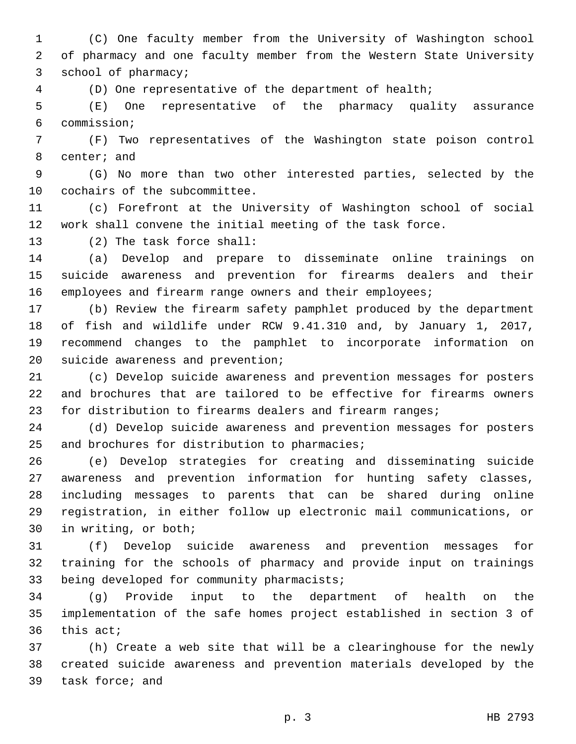(C) One faculty member from the University of Washington school of pharmacy and one faculty member from the Western State University school of pharmacy;

(D) One representative of the department of health;

(E) One representative of the pharmacy quality assurance commission;

(F) Two representatives of the Washington state poison control center; and

(G) No more than two other interested parties, selected by the cochairs of the subcommittee.

(c) Forefront at the University of Washington school of social work shall convene the initial meeting of the task force.

(2) The task force shall:

(a) Develop and prepare to disseminate online trainings on suicide awareness and prevention for firearms dealers and their employees and firearm range owners and their employees;

(b) Review the firearm safety pamphlet produced by the department of fish and wildlife under RCW 9.41.310 and, by January 1, 2017, recommend changes to the pamphlet to incorporate information on suicide awareness and prevention;

(c) Develop suicide awareness and prevention messages for posters and brochures that are tailored to be effective for firearms owners for distribution to firearms dealers and firearm ranges;

(d) Develop suicide awareness and prevention messages for posters and brochures for distribution to pharmacies;

(e) Develop strategies for creating and disseminating suicide awareness and prevention information for hunting safety classes, including messages to parents that can be shared during online registration, in either follow up electronic mail communications, or in writing, or both;

(f) Develop suicide awareness and prevention messages for training for the schools of pharmacy and provide input on trainings being developed for community pharmacists;

(g) Provide input to the department of health on the implementation of the safe homes project established in section 3 of this act;

(h) Create a web site that will be a clearinghouse for the newly created suicide awareness and prevention materials developed by the task force; and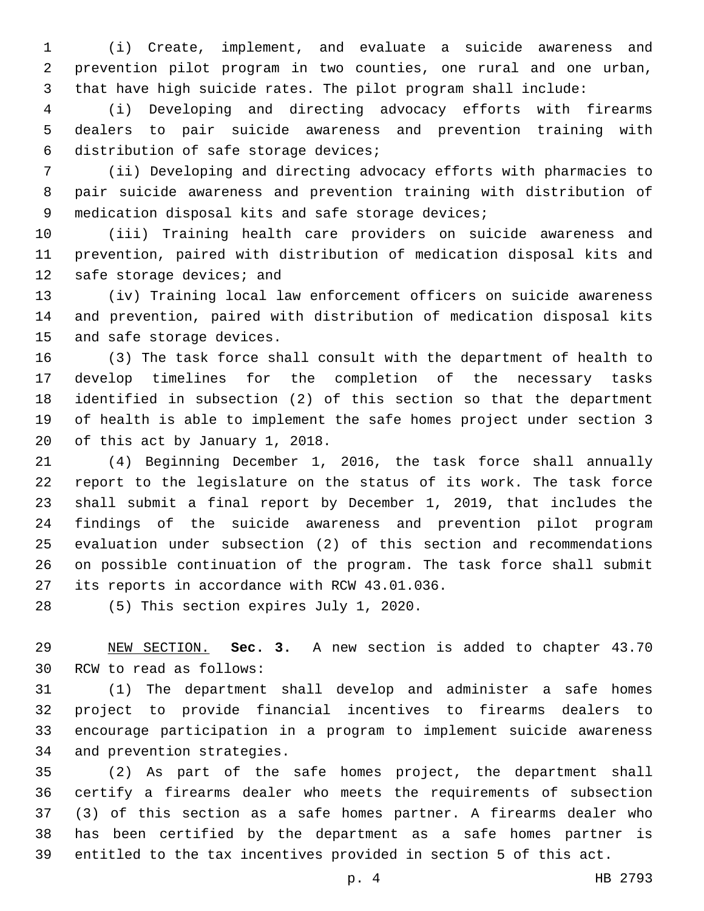(i) Create, implement, and evaluate a suicide awareness and prevention pilot program in two counties, one rural and one urban, that have high suicide rates. The pilot program shall include:

(i) Developing and directing advocacy efforts with firearms dealers to pair suicide awareness and prevention training with distribution of safe storage devices;

(ii) Developing and directing advocacy efforts with pharmacies to pair suicide awareness and prevention training with distribution of medication disposal kits and safe storage devices;

(iii) Training health care providers on suicide awareness and prevention, paired with distribution of medication disposal kits and safe storage devices; and

(iv) Training local law enforcement officers on suicide awareness and prevention, paired with distribution of medication disposal kits and safe storage devices.

(3) The task force shall consult with the department of health to develop timelines for the completion of the necessary tasks identified in subsection (2) of this section so that the department of health is able to implement the safe homes project under section 3 of this act by January 1, 2018.

(4) Beginning December 1, 2016, the task force shall annually report to the legislature on the status of its work. The task force shall submit a final report by December 1, 2019, that includes the findings of the suicide awareness and prevention pilot program evaluation under subsection (2) of this section and recommendations on possible continuation of the program. The task force shall submit its reports in accordance with RCW 43.01.036.

(5) This section expires July 1, 2020.

NEW SECTION. **Sec. 3.** A new section is added to chapter 43.70 RCW to read as follows:

(1) The department shall develop and administer a safe homes project to provide financial incentives to firearms dealers to encourage participation in a program to implement suicide awareness and prevention strategies.

(2) As part of the safe homes project, the department shall certify a firearms dealer who meets the requirements of subsection (3) of this section as a safe homes partner. A firearms dealer who has been certified by the department as a safe homes partner is entitled to the tax incentives provided in section 5 of this act.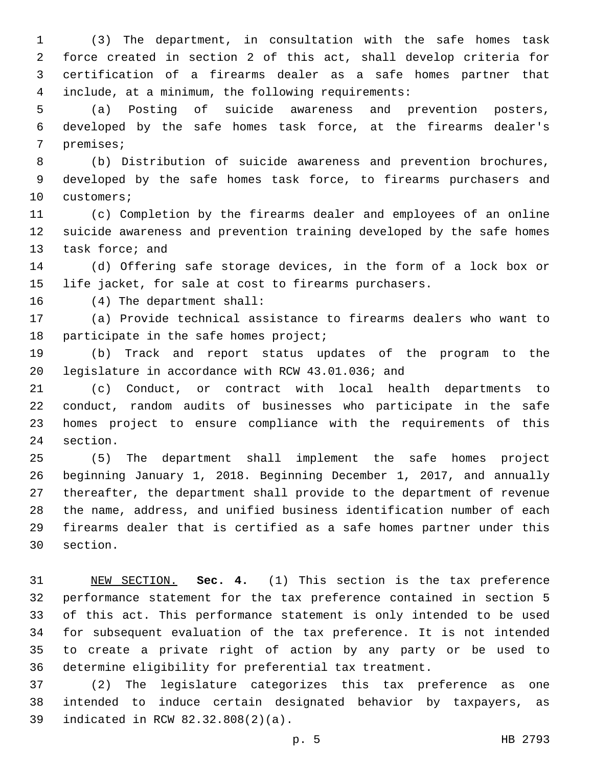(3) The department, in consultation with the safe homes task force created in section 2 of this act, shall develop criteria for certification of a firearms dealer as a safe homes partner that include, at a minimum, the following requirements:

(a) Posting of suicide awareness and prevention posters, developed by the safe homes task force, at the firearms dealer's premises;

(b) Distribution of suicide awareness and prevention brochures, developed by the safe homes task force, to firearms purchasers and customers;

(c) Completion by the firearms dealer and employees of an online suicide awareness and prevention training developed by the safe homes task force; and

(d) Offering safe storage devices, in the form of a lock box or life jacket, for sale at cost to firearms purchasers.

(4) The department shall:

(a) Provide technical assistance to firearms dealers who want to participate in the safe homes project;

(b) Track and report status updates of the program to the legislature in accordance with RCW 43.01.036; and

(c) Conduct, or contract with local health departments to conduct, random audits of businesses who participate in the safe homes project to ensure compliance with the requirements of this section.

(5) The department shall implement the safe homes project beginning January 1, 2018. Beginning December 1, 2017, and annually thereafter, the department shall provide to the department of revenue the name, address, and unified business identification number of each firearms dealer that is certified as a safe homes partner under this section.

NEW SECTION. **Sec. 4.** (1) This section is the tax preference performance statement for the tax preference contained in section 5 of this act. This performance statement is only intended to be used for subsequent evaluation of the tax preference. It is not intended to create a private right of action by any party or be used to determine eligibility for preferential tax treatment.

(2) The legislature categorizes this tax preference as one intended to induce certain designated behavior by taxpayers, as indicated in RCW 82.32.808(2)(a).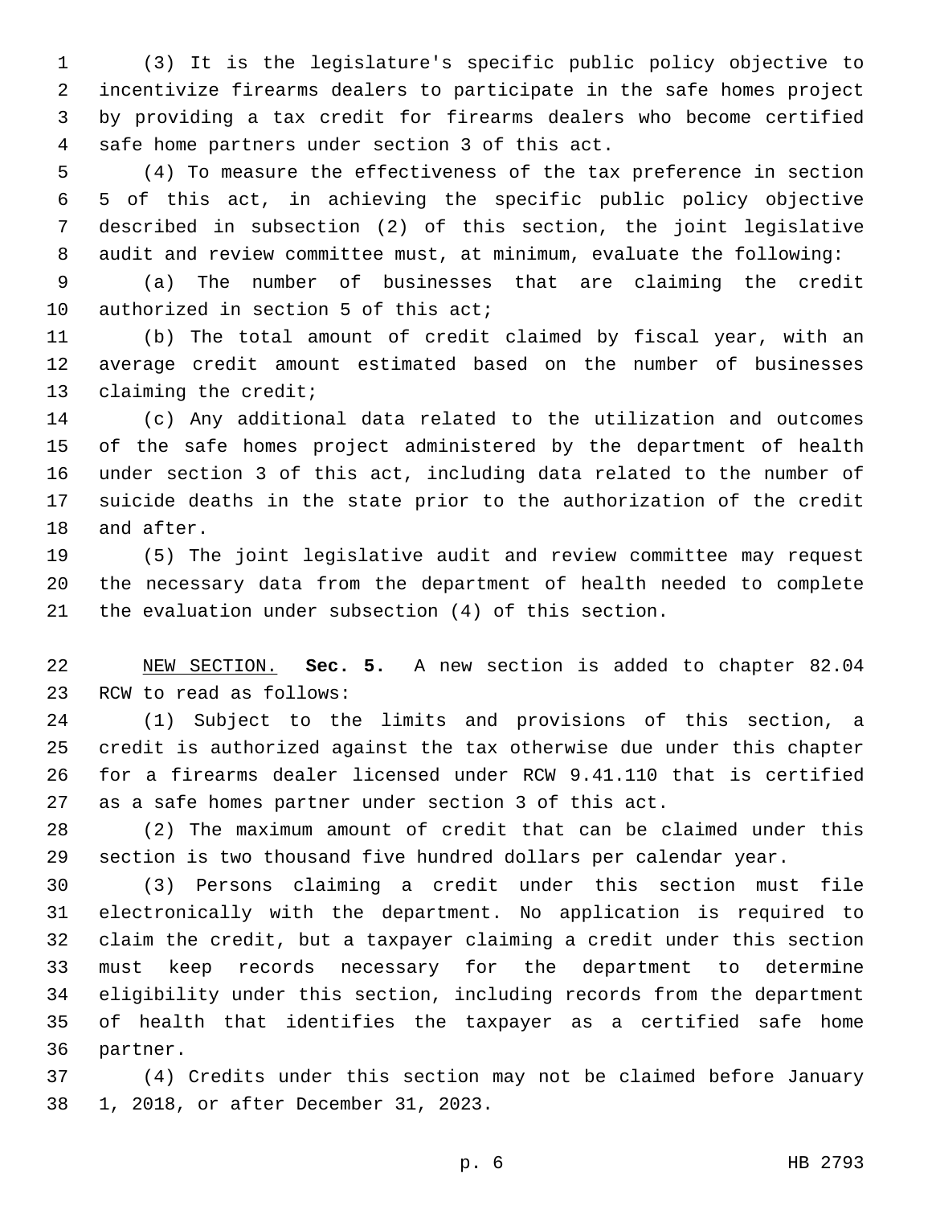(3) It is the legislature's specific public policy objective to incentivize firearms dealers to participate in the safe homes project by providing a tax credit for firearms dealers who become certified safe home partners under section 3 of this act.

(4) To measure the effectiveness of the tax preference in section 5 of this act, in achieving the specific public policy objective described in subsection (2) of this section, the joint legislative audit and review committee must, at minimum, evaluate the following:

(a) The number of businesses that are claiming the credit authorized in section 5 of this act;

(b) The total amount of credit claimed by fiscal year, with an average credit amount estimated based on the number of businesses claiming the credit;

(c) Any additional data related to the utilization and outcomes of the safe homes project administered by the department of health under section 3 of this act, including data related to the number of suicide deaths in the state prior to the authorization of the credit and after.

(5) The joint legislative audit and review committee may request the necessary data from the department of health needed to complete the evaluation under subsection (4) of this section.

NEW SECTION. **Sec. 5.** A new section is added to chapter 82.04 RCW to read as follows:

(1) Subject to the limits and provisions of this section, a credit is authorized against the tax otherwise due under this chapter for a firearms dealer licensed under RCW 9.41.110 that is certified as a safe homes partner under section 3 of this act.

(2) The maximum amount of credit that can be claimed under this section is two thousand five hundred dollars per calendar year.

(3) Persons claiming a credit under this section must file electronically with the department. No application is required to claim the credit, but a taxpayer claiming a credit under this section must keep records necessary for the department to determine eligibility under this section, including records from the department of health that identifies the taxpayer as a certified safe home partner.

(4) Credits under this section may not be claimed before January 1, 2018, or after December 31, 2023.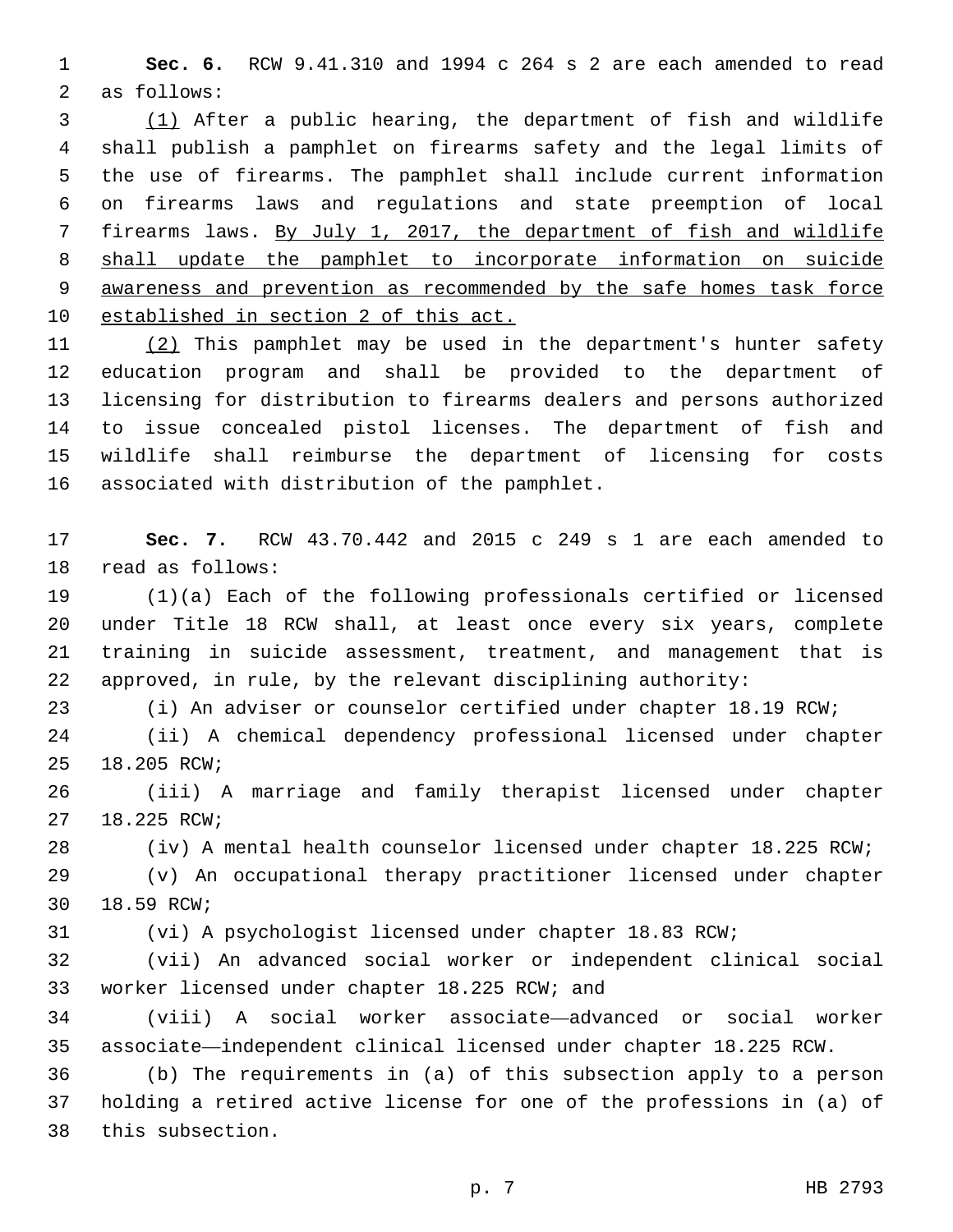**Sec. 6.** RCW 9.41.310 and 1994 c 264 s 2 are each amended to read as follows:

<u>(1)</u> After a public hearing, the department of fish and wildlife shall publish a pamphlet on firearms safety and the legal limits of the use of firearms. The pamphlet shall include current information on firearms laws and regulations and state preemption of local firearms laws. <u>By July 1, 2017, the department of fish and wildlife shall update the pamphlet to incorporate information on suicide awareness and prevention as recommended by the safe homes task force established in section 2 of this act.</u>

<u>(2)</u> This pamphlet may be used in the department's hunter safety education program and shall be provided to the department of licensing for distribution to firearms dealers and persons authorized to issue concealed pistol licenses. The department of fish and wildlife shall reimburse the department of licensing for costs associated with distribution of the pamphlet.

**Sec. 7.** RCW 43.70.442 and 2015 c 249 s 1 are each amended to read as follows:

(1)(a) Each of the following professionals certified or licensed under Title 18 RCW shall, at least once every six years, complete training in suicide assessment, treatment, and management that is approved, in rule, by the relevant disciplining authority:

(i) An adviser or counselor certified under chapter 18.19 RCW;

(ii) A chemical dependency professional licensed under chapter 18.205 RCW;

(iii) A marriage and family therapist licensed under chapter 18.225 RCW;

(iv) A mental health counselor licensed under chapter 18.225 RCW;

(v) An occupational therapy practitioner licensed under chapter 18.59 RCW;

(vi) A psychologist licensed under chapter 18.83 RCW;

(vii) An advanced social worker or independent clinical social worker licensed under chapter 18.225 RCW; and

(viii) A social worker associate—advanced or social worker associate—independent clinical licensed under chapter 18.225 RCW.

(b) The requirements in (a) of this subsection apply to a person holding a retired active license for one of the professions in (a) of this subsection.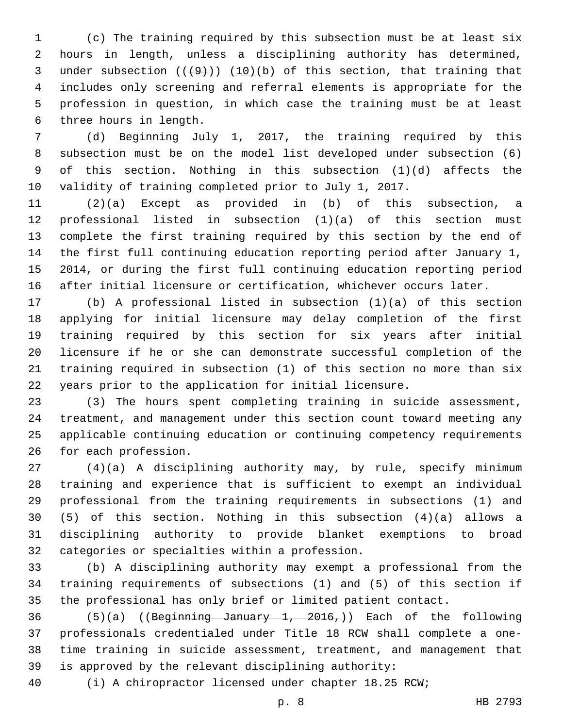(c) The training required by this subsection must be at least six hours in length, unless a disciplining authority has determined, under subsection ((~~(9)~~)) <u>(10)</u>(b) of this section, that training that includes only screening and referral elements is appropriate for the profession in question, in which case the training must be at least three hours in length.

(d) Beginning July 1, 2017, the training required by this subsection must be on the model list developed under subsection (6) of this section. Nothing in this subsection (1)(d) affects the validity of training completed prior to July 1, 2017.

(2)(a) Except as provided in (b) of this subsection, a professional listed in subsection (1)(a) of this section must complete the first training required by this section by the end of the first full continuing education reporting period after January 1, 2014, or during the first full continuing education reporting period after initial licensure or certification, whichever occurs later.

(b) A professional listed in subsection (1)(a) of this section applying for initial licensure may delay completion of the first training required by this section for six years after initial licensure if he or she can demonstrate successful completion of the training required in subsection (1) of this section no more than six years prior to the application for initial licensure.

(3) The hours spent completing training in suicide assessment, treatment, and management under this section count toward meeting any applicable continuing education or continuing competency requirements for each profession.

(4)(a) A disciplining authority may, by rule, specify minimum training and experience that is sufficient to exempt an individual professional from the training requirements in subsections (1) and (5) of this section. Nothing in this subsection (4)(a) allows a disciplining authority to provide blanket exemptions to broad categories or specialties within a profession.

(b) A disciplining authority may exempt a professional from the training requirements of subsections (1) and (5) of this section if the professional has only brief or limited patient contact.

(5)(a) ((~~Beginning January 1, 2016,~~)) <u>E</u>ach of the following professionals credentialed under Title 18 RCW shall complete a one-time training in suicide assessment, treatment, and management that is approved by the relevant disciplining authority:

(i) A chiropractor licensed under chapter 18.25 RCW;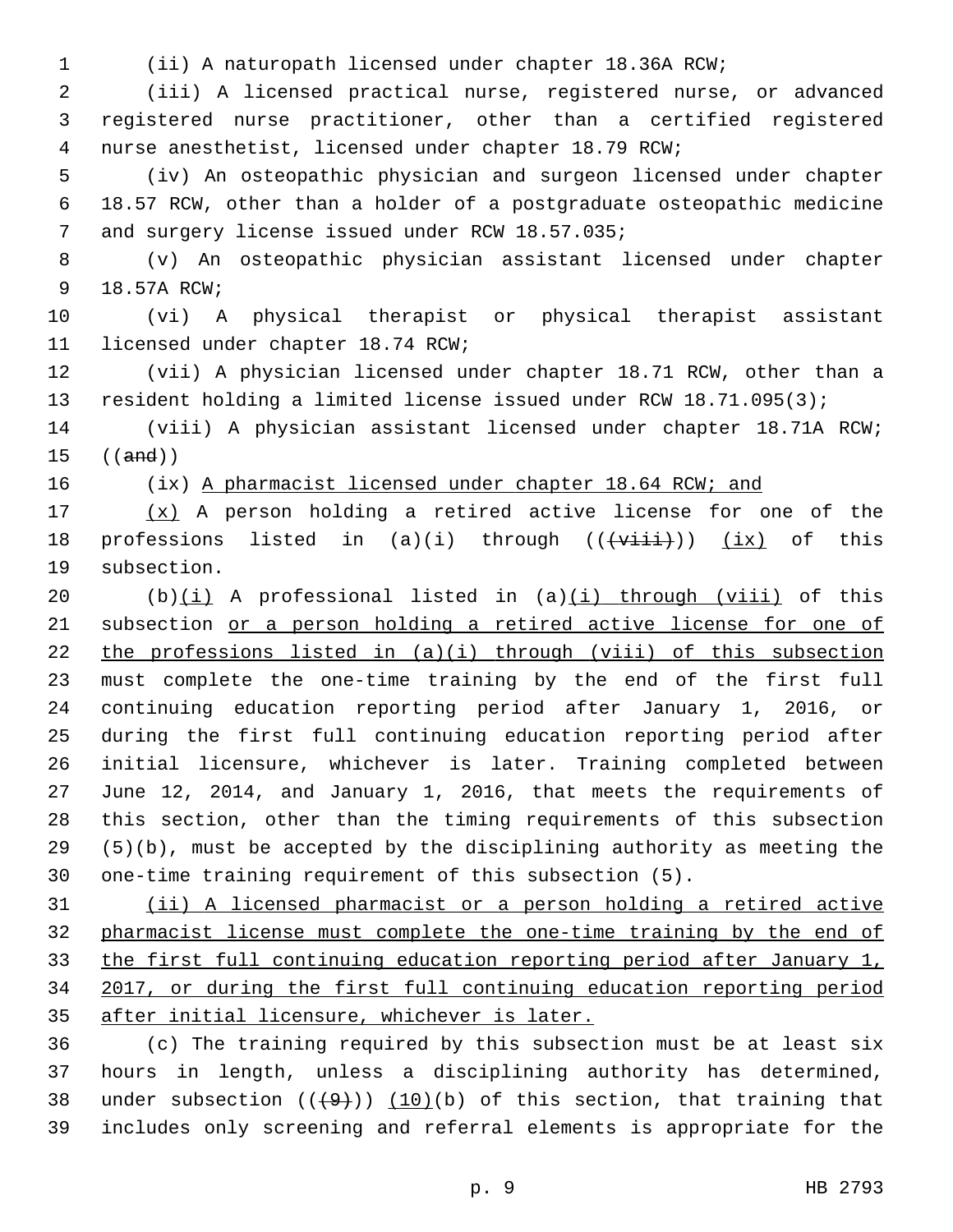(ii) A naturopath licensed under chapter 18.36A RCW;

(iii) A licensed practical nurse, registered nurse, or advanced registered nurse practitioner, other than a certified registered nurse anesthetist, licensed under chapter 18.79 RCW;

(iv) An osteopathic physician and surgeon licensed under chapter 18.57 RCW, other than a holder of a postgraduate osteopathic medicine and surgery license issued under RCW 18.57.035;

(v) An osteopathic physician assistant licensed under chapter 18.57A RCW;

(vi) A physical therapist or physical therapist assistant licensed under chapter 18.74 RCW;

(vii) A physician licensed under chapter 18.71 RCW, other than a resident holding a limited license issued under RCW 18.71.095(3);

(viii) A physician assistant licensed under chapter 18.71A RCW; ((~~and~~))

(ix) <u>A pharmacist licensed under chapter 18.64 RCW; and</u>

<u>(x)</u> A person holding a retired active license for one of the professions listed in (a)(i) through ((~~(viii)~~)) <u>(ix)</u> of this subsection.

(b)<u>(i)</u> A professional listed in (a)<u>(i) through (viii)</u> of this subsection <u>or a person holding a retired active license for one of the professions listed in (a)(i) through (viii) of this subsection</u> must complete the one-time training by the end of the first full continuing education reporting period after January 1, 2016, or during the first full continuing education reporting period after initial licensure, whichever is later. Training completed between June 12, 2014, and January 1, 2016, that meets the requirements of this section, other than the timing requirements of this subsection (5)(b), must be accepted by the disciplining authority as meeting the one-time training requirement of this subsection (5).

<u>(ii) A licensed pharmacist or a person holding a retired active pharmacist license must complete the one-time training by the end of the first full continuing education reporting period after January 1, 2017, or during the first full continuing education reporting period after initial licensure, whichever is later.</u>

(c) The training required by this subsection must be at least six hours in length, unless a disciplining authority has determined, under subsection ((~~(9)~~)) <u>(10)</u>(b) of this section, that training that includes only screening and referral elements is appropriate for the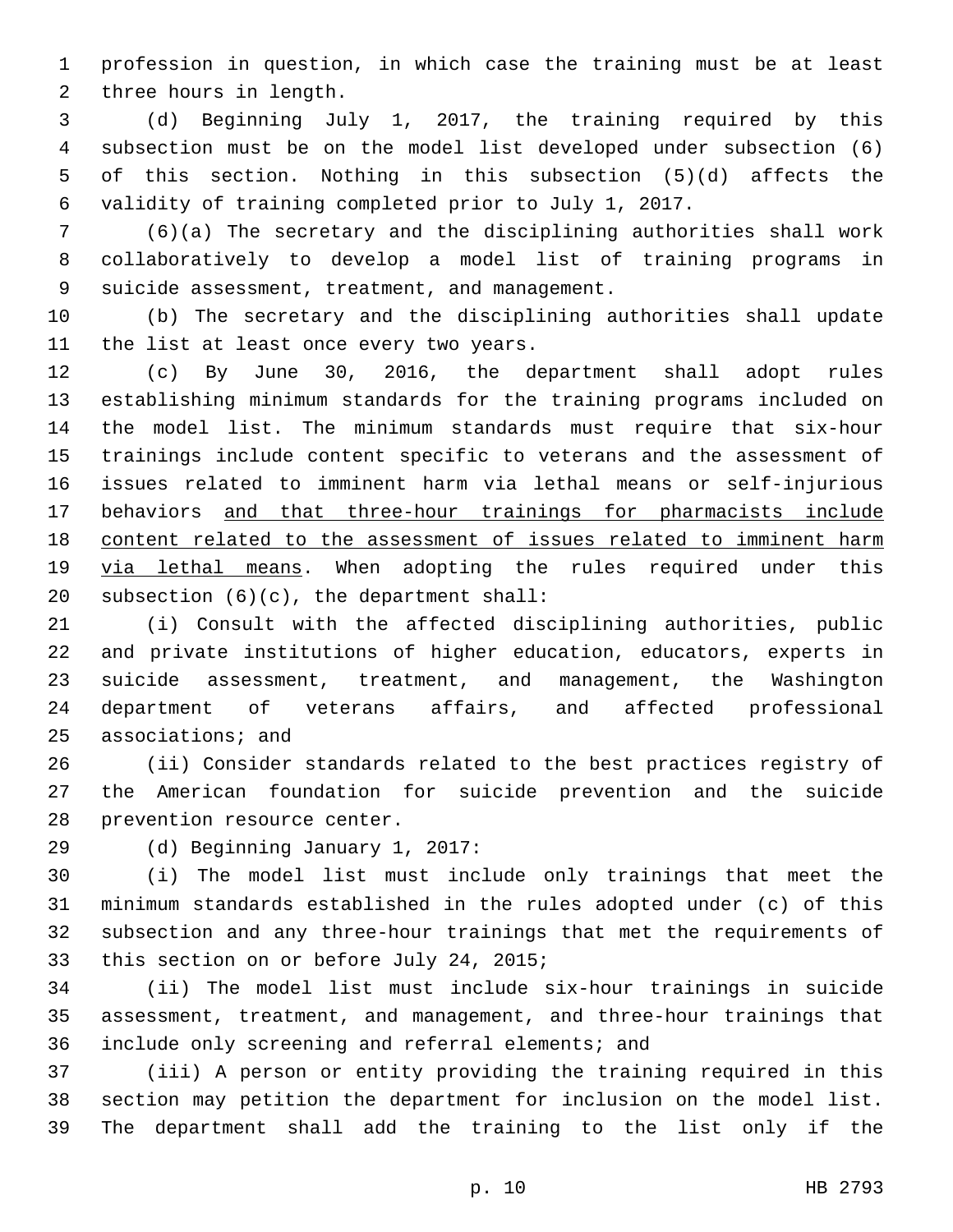profession in question, in which case the training must be at least three hours in length.

(d) Beginning July 1, 2017, the training required by this subsection must be on the model list developed under subsection (6) of this section. Nothing in this subsection (5)(d) affects the validity of training completed prior to July 1, 2017.

(6)(a) The secretary and the disciplining authorities shall work collaboratively to develop a model list of training programs in suicide assessment, treatment, and management.

(b) The secretary and the disciplining authorities shall update the list at least once every two years.

(c) By June 30, 2016, the department shall adopt rules establishing minimum standards for the training programs included on the model list. The minimum standards must require that six-hour trainings include content specific to veterans and the assessment of issues related to imminent harm via lethal means or self-injurious behaviors <u>and that three-hour trainings for pharmacists include content related to the assessment of issues related to imminent harm via lethal means</u>. When adopting the rules required under this subsection (6)(c), the department shall:

(i) Consult with the affected disciplining authorities, public and private institutions of higher education, educators, experts in suicide assessment, treatment, and management, the Washington department of veterans affairs, and affected professional associations; and

(ii) Consider standards related to the best practices registry of the American foundation for suicide prevention and the suicide prevention resource center.

(d) Beginning January 1, 2017:

(i) The model list must include only trainings that meet the minimum standards established in the rules adopted under (c) of this subsection and any three-hour trainings that met the requirements of this section on or before July 24, 2015;

(ii) The model list must include six-hour trainings in suicide assessment, treatment, and management, and three-hour trainings that include only screening and referral elements; and

(iii) A person or entity providing the training required in this section may petition the department for inclusion on the model list. The department shall add the training to the list only if the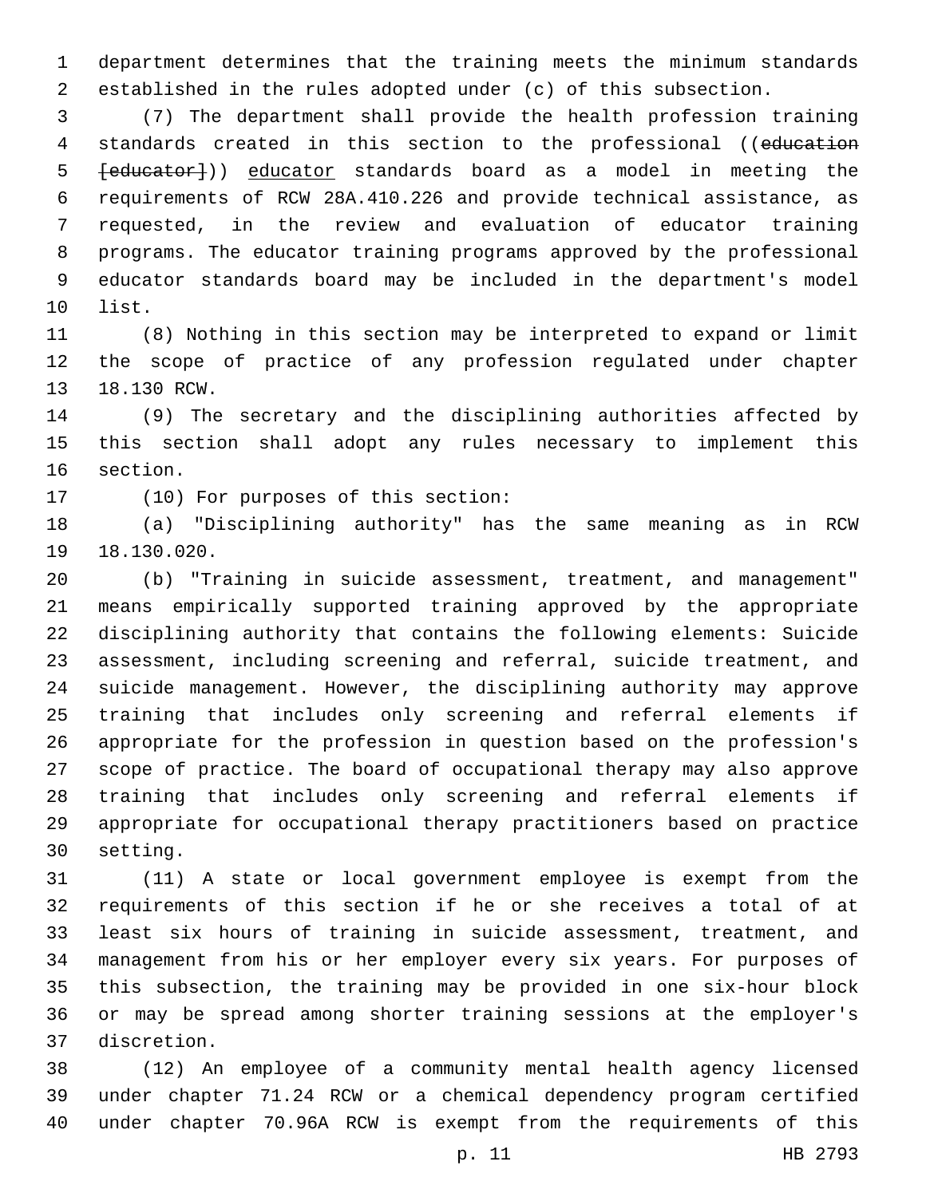department determines that the training meets the minimum standards established in the rules adopted under (c) of this subsection.

(7) The department shall provide the health profession training standards created in this section to the professional ((~~education [educator]~~)) <u>educator</u> standards board as a model in meeting the requirements of RCW 28A.410.226 and provide technical assistance, as requested, in the review and evaluation of educator training programs. The educator training programs approved by the professional educator standards board may be included in the department's model list.

(8) Nothing in this section may be interpreted to expand or limit the scope of practice of any profession regulated under chapter 18.130 RCW.

(9) The secretary and the disciplining authorities affected by this section shall adopt any rules necessary to implement this section.

(10) For purposes of this section:

(a) "Disciplining authority" has the same meaning as in RCW 18.130.020.

(b) "Training in suicide assessment, treatment, and management" means empirically supported training approved by the appropriate disciplining authority that contains the following elements: Suicide assessment, including screening and referral, suicide treatment, and suicide management. However, the disciplining authority may approve training that includes only screening and referral elements if appropriate for the profession in question based on the profession's scope of practice. The board of occupational therapy may also approve training that includes only screening and referral elements if appropriate for occupational therapy practitioners based on practice setting.

(11) A state or local government employee is exempt from the requirements of this section if he or she receives a total of at least six hours of training in suicide assessment, treatment, and management from his or her employer every six years. For purposes of this subsection, the training may be provided in one six-hour block or may be spread among shorter training sessions at the employer's discretion.

(12) An employee of a community mental health agency licensed under chapter 71.24 RCW or a chemical dependency program certified under chapter 70.96A RCW is exempt from the requirements of this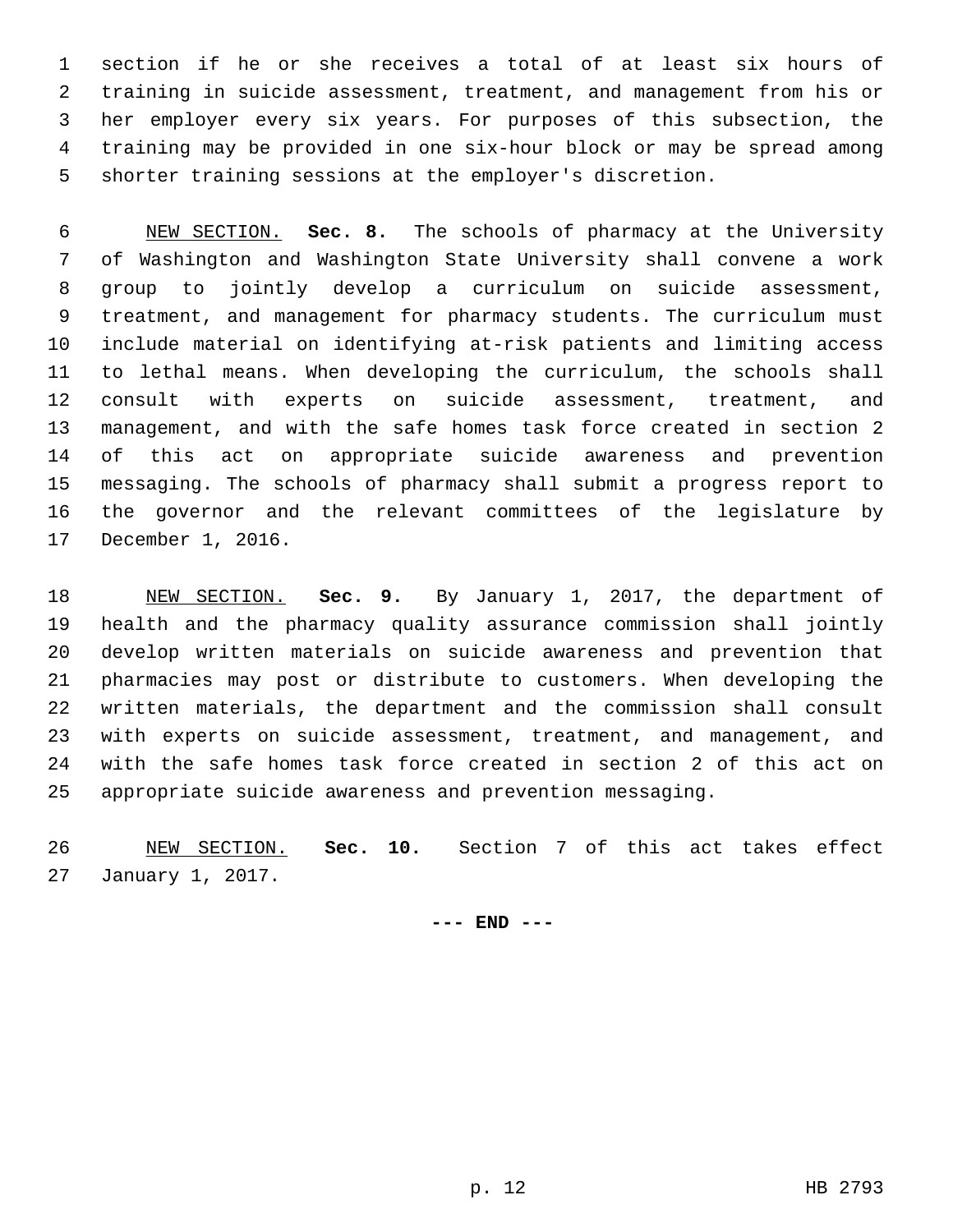section if he or she receives a total of at least six hours of training in suicide assessment, treatment, and management from his or her employer every six years. For purposes of this subsection, the training may be provided in one six-hour block or may be spread among shorter training sessions at the employer's discretion.

NEW SECTION. **Sec. 8.** The schools of pharmacy at the University of Washington and Washington State University shall convene a work group to jointly develop a curriculum on suicide assessment, treatment, and management for pharmacy students. The curriculum must include material on identifying at-risk patients and limiting access to lethal means. When developing the curriculum, the schools shall consult with experts on suicide assessment, treatment, and management, and with the safe homes task force created in section 2 of this act on appropriate suicide awareness and prevention messaging. The schools of pharmacy shall submit a progress report to the governor and the relevant committees of the legislature by December 1, 2016.

NEW SECTION. **Sec. 9.** By January 1, 2017, the department of health and the pharmacy quality assurance commission shall jointly develop written materials on suicide awareness and prevention that pharmacies may post or distribute to customers. When developing the written materials, the department and the commission shall consult with experts on suicide assessment, treatment, and management, and with the safe homes task force created in section 2 of this act on appropriate suicide awareness and prevention messaging.

NEW SECTION. **Sec. 10.** Section 7 of this act takes effect January 1, 2017.

**--- END ---**